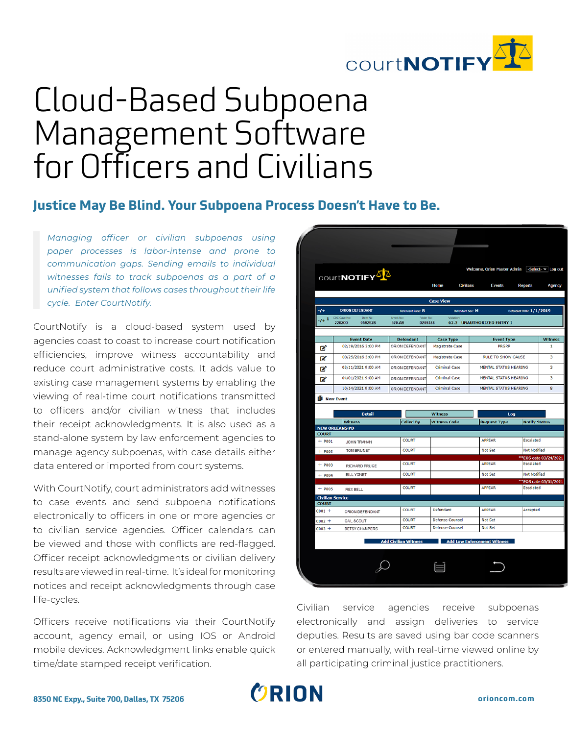courtNOTIFY

# Cloud-Based Subpoena Management Software for Officers and Civilians

## Justice May Be Blind. Your Subpoena Process Doesn't Have to Be.

*Managing officer or civilian subpoenas using paper processes is labor-intense and prone to communication gaps. Sending emails to individual witnesses fails to track subpoenas as a part of a unified system that follows cases throughout their life cycle. Enter CourtNotify.*

CourtNotify is a cloud-based system used by agencies coast to coast to increase court notification efficiencies, improve witness accountability and reduce court administrative costs. It adds value to existing case management systems by enabling the viewing of real-time court notifications transmitted to officers and/or civilian witness that includes their receipt acknowledgments. It is also used as a stand-alone system by law enforcement agencies to manage agency subpoenas, with case details either data entered or imported from court systems.

With CourtNotify, court administrators add witnesses to case events and send subpoena notifications electronically to officers in one or more agencies or to civilian service agencies. Officer calendars can be viewed and those with conflicts are red-flagged. Officer receipt acknowledgments or civilian delivery results are viewed in real-time. It's ideal for monitoring notices and receipt acknowledgments through case life-cycles.

Officers receive notifications via their CourtNotify account, agency email, or using IOS or Android mobile devices. Acknowledgment links enable quick time/date stamped receipt verification.

Civilian service agencies receive subpoenas electronically and assign deliveries to service deputies. Results are saved using bar code scanners or entered manually, with real-time viewed online by all participating criminal justice practitioners.

8350 NC Expy., Suite 700, Dallas, TX 75206

ORION

orioncom.com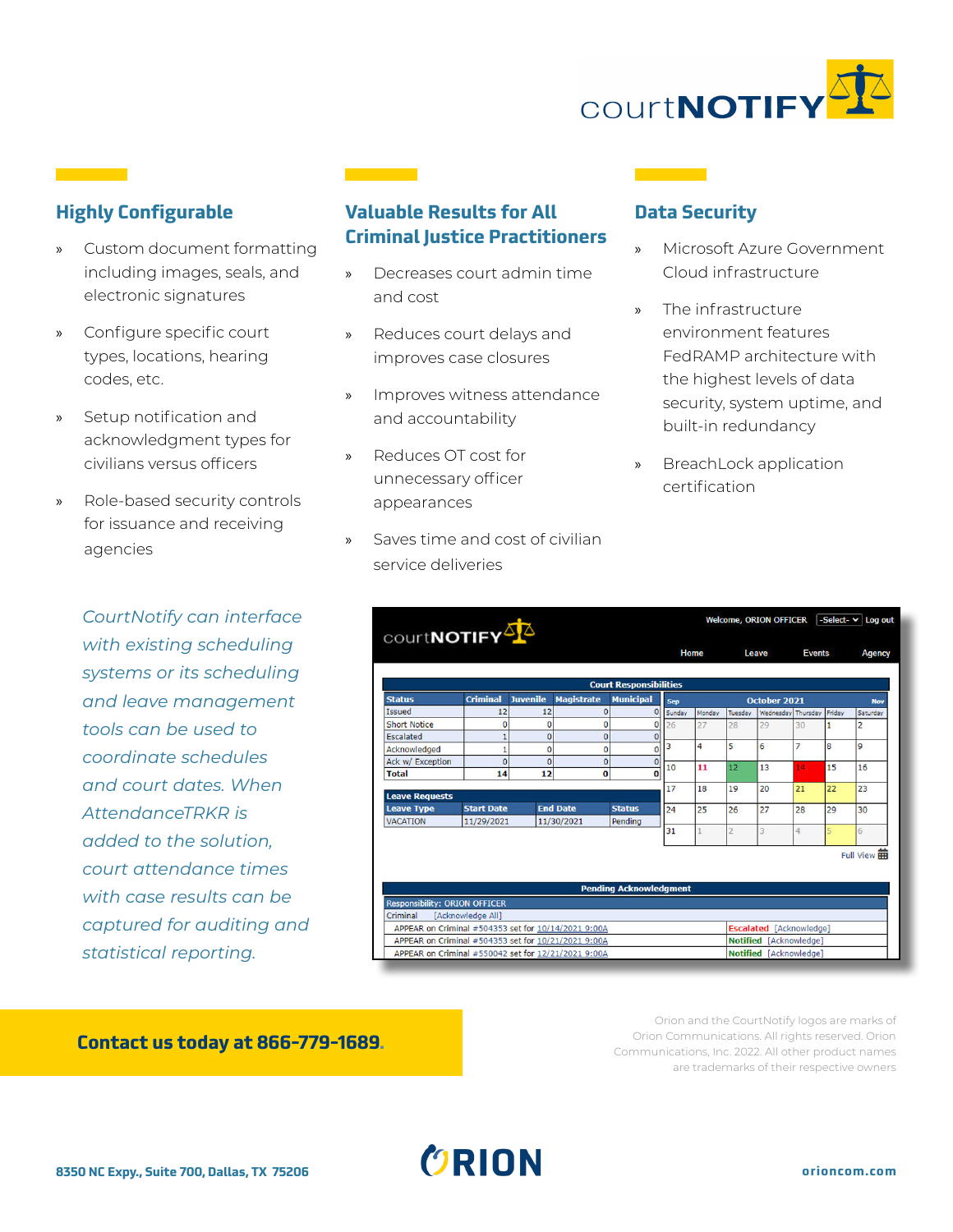# courtNOTIFY

## Highly Configurable

- Custom document formatting including images, seals, and electronic signatures
- Configure specific court types, locations, hearing codes, etc.
- Setup notification and acknowledgment types for civilians versus officers
- Role-based security controls for issuance and receiving agencies

## Valuable Results for All Criminal Justice Practitioners

- Decreases court admin time and cost
- Reduces court delays and improves case closures
- Improves witness attendance and accountability
- Reduces OT cost for unnecessary officer appearances
- Saves time and cost of civilian service deliveries

## Data Security

- Microsoft Azure Government Cloud infrastructure
- The infrastructure environment features FedRAMP architecture with the highest levels of data security, system uptime, and built-in redundancy
- BreachLock application certification

*CourtNotify can interface with existing scheduling systems or its scheduling and leave management tools can be used to coordinate schedules and court dates. When AttendanceTRKR is added to the solution, court attendance times with case results can be captured for auditing and statistical reporting.*

courtNOTIFY

Welcome, ORION OFFICER | -Select- | Log out

Home | Leave | Events | Agency

**Court Responsibilities**

| Status | Criminal | Juvenile | Magistrate | Municipal |
|---|---|---|---|---|
| Issued | 12 | 12 | 0 | 0 |
| Short Notice | 0 | 0 | 0 | 0 |
| Escalated | 1 | 0 | 0 | 0 |
| Acknowledged | 1 | 0 | 0 | 0 |
| Ack w/ Exception | 0 | 0 | 0 | 0 |
| Total | 14 | 12 | 0 | 0 |

**Leave Requests**

| Leave Type | Start Date | End Date | Status |
|---|---|---|---|
| VACATION | 11/29/2021 | 11/30/2021 | Pending |

**October 2021**

| Sunday | Monday | Tuesday | Wednesday | Thursday | Friday | Saturday |
|---|---|---|---|---|---|---|
| 26 | 27 | 28 | 29 | 30 | 1 | 2 |
| 3 | 4 | 5 | 6 | 7 | 8 | 9 |
| 10 | 11 | 12 | 13 | 14 | 15 | 16 |
| 17 | 18 | 19 | 20 | 21 | 22 | 23 |
| 24 | 25 | 26 | 27 | 28 | 29 | 30 |
| 31 | 1 | 2 | 3 | 4 | 5 | 6 |

Full View

**Pending Acknowledgment**

Responsibility: ORION OFFICER

Criminal [Acknowledge All]

| | |
|---|---|
| APPEAR on Criminal #504353 set for 10/14/2021 9:00A | Escalated [Acknowledge] |
| APPEAR on Criminal #504353 set for 10/21/2021 9:00A | Notified [Acknowledge] |
| APPEAR on Criminal #550042 set for 12/21/2021 9:00A | Notified [Acknowledge] |

**Contact us today at 866-779-1689.**

Orion and the CourtNotify logos are marks of Orion Communications. All rights reserved. Orion Communications, Inc. 2022. All other product names are trademarks of their respective owners

8350 NC Expy., Suite 700, Dallas, TX 75206

ORION

orioncom.com